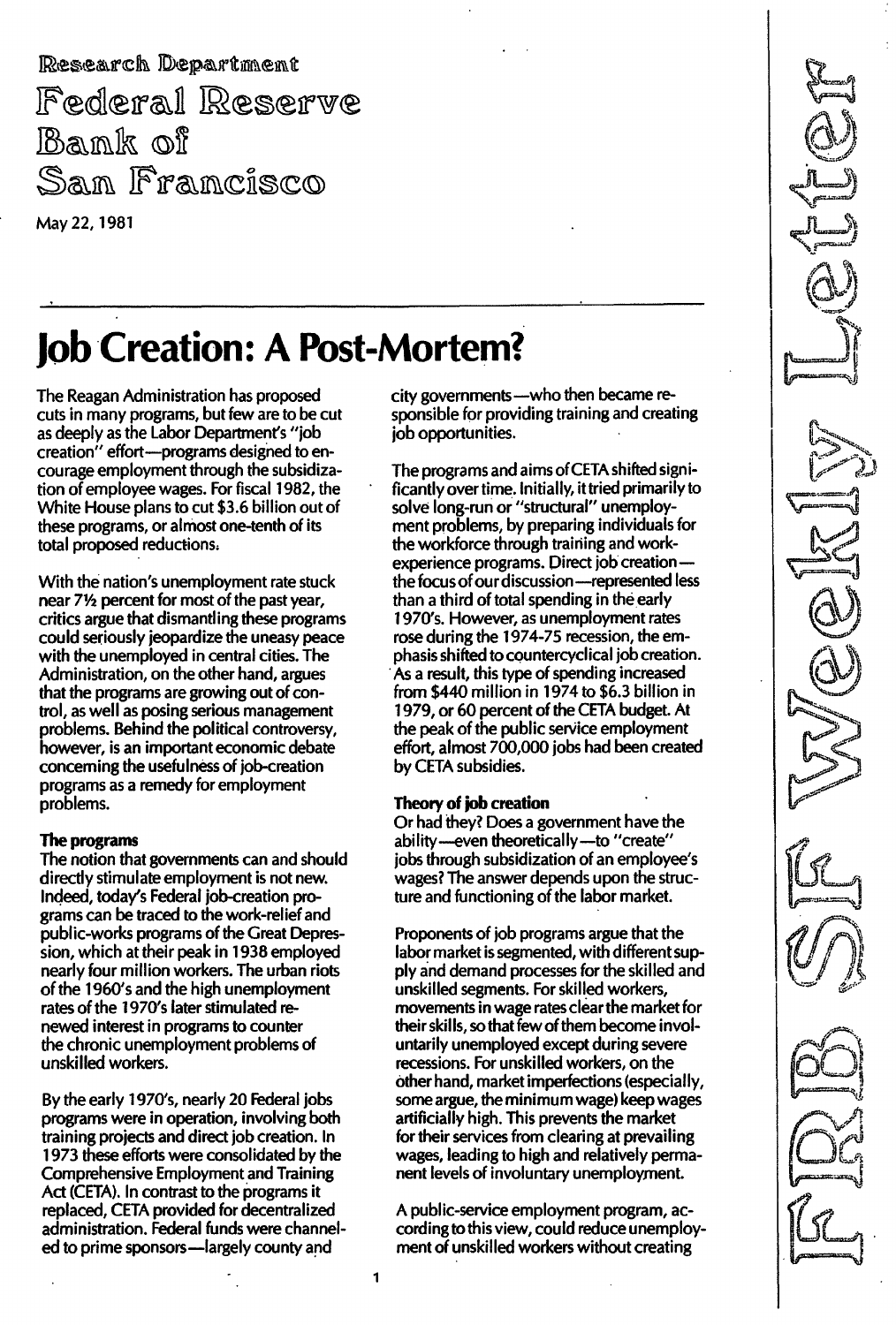Research Department

Federal Reserve Bank of San Francisco

May 22, 1981

FRBSF Weekly Letter

# Job Creation: A Post-Mortem?

The Reagan Administration has proposed cuts in many programs, but few are to be cut as deeply as the Labor Department's "job creation" effort—programs designed to encourage employment through the subsidization of employee wages. For fiscal 1982, the White House plans to cut $3.6 billion out of these programs, or almost one-tenth of its total proposed reductions.

With the nation's unemployment rate stuck near 7½ percent for most of the past year, critics argue that dismantling these programs could seriously jeopardize the uneasy peace with the unemployed in central cities. The Administration, on the other hand, argues that the programs are growing out of control, as well as posing serious management problems. Behind the political controversy, however, is an important economic debate concerning the usefulness of job-creation programs as a remedy for employment problems.

**The programs**

The notion that governments can and should directly stimulate employment is not new. Indeed, today's Federal job-creation programs can be traced to the work-relief and public-works programs of the Great Depression, which at their peak in 1938 employed nearly four million workers. The urban riots of the 1960's and the high unemployment rates of the 1970's later stimulated renewed interest in programs to counter the chronic unemployment problems of unskilled workers.

By the early 1970's, nearly 20 Federal jobs programs were in operation, involving both training projects and direct job creation. In 1973 these efforts were consolidated by the Comprehensive Employment and Training Act (CETA). In contrast to the programs it replaced, CETA provided for decentralized administration. Federal funds were channeled to prime sponsors—largely county and city governments—who then became responsible for providing training and creating job opportunities.

The programs and aims of CETA shifted significantly over time. Initially, it tried primarily to solve long-run or "structural" unemployment problems, by preparing individuals for the workforce through training and work-experience programs. Direct job creation—the focus of our discussion—represented less than a third of total spending in the early 1970's. However, as unemployment rates rose during the 1974-75 recession, the emphasis shifted to countercyclical job creation. As a result, this type of spending increased from $440 million in 1974 to $6.3 billion in 1979, or 60 percent of the CETA budget. At the peak of the public service employment effort, almost 700,000 jobs had been created by CETA subsidies.

**Theory of job creation**

Or had they? Does a government have the ability—even theoretically—to "create" jobs through subsidization of an employee's wages? The answer depends upon the structure and functioning of the labor market.

Proponents of job programs argue that the labor market is segmented, with different supply and demand processes for the skilled and unskilled segments. For skilled workers, movements in wage rates clear the market for their skills, so that few of them become involuntarily unemployed except during severe recessions. For unskilled workers, on the other hand, market imperfections (especially, some argue, the minimum wage) keep wages artificially high. This prevents the market for their services from clearing at prevailing wages, leading to high and relatively permanent levels of involuntary unemployment.

A public-service employment program, according to this view, could reduce unemployment of unskilled workers without creating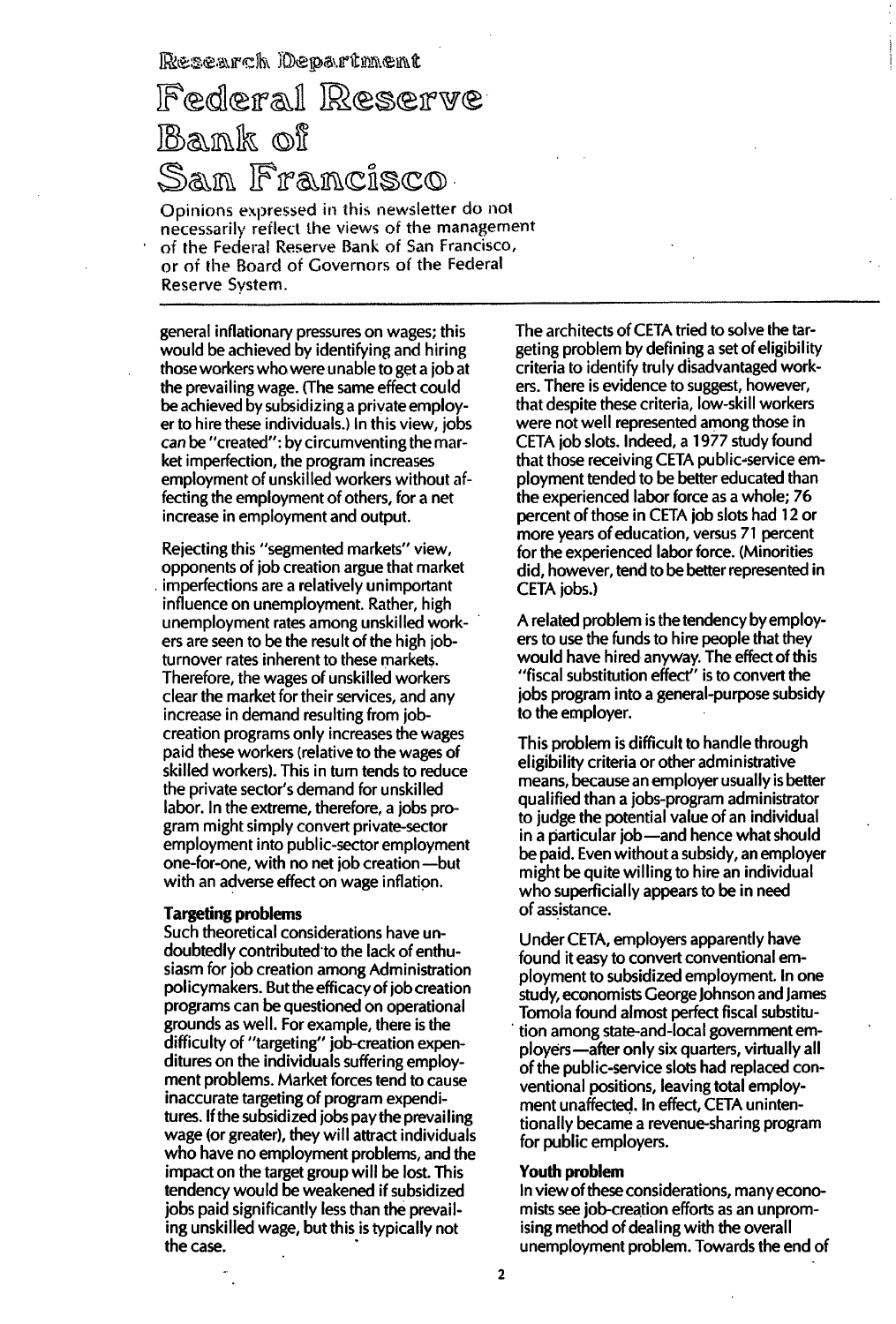general inflationary pressures on wages; this would be achieved by identifying and hiring those workers who were unable to get a job at the prevailing wage. (The same effect could be achieved by subsidizing a private employer to hire these individuals.) In this view, jobs can be "created": by circumventing the market imperfection, the program increases employment of unskilled workers without affecting the employment of others, for a net increase in employment and output.

Rejecting this "segmented markets" view, opponents of job creation argue that market imperfections are a relatively unimportant influence on unemployment. Rather, high unemployment rates among unskilled workers are seen to be the result of the high job-turnover rates inherent to these markets. Therefore, the wages of unskilled workers clear the market for their services, and any increase in demand resulting from job-creation programs only increases the wages paid these workers (relative to the wages of skilled workers). This in turn tends to reduce the private sector's demand for unskilled labor. In the extreme, therefore, a jobs program might simply convert private-sector employment into public-sector employment one-for-one, with no net job creation—but with an adverse effect on wage inflation.

**Targeting problems**

Such theoretical considerations have undoubtedly contributed to the lack of enthusiasm for job creation among Administration policymakers. But the efficacy of job creation programs can be questioned on operational grounds as well. For example, there is the difficulty of "targeting" job-creation expenditures on the individuals suffering employment problems. Market forces tend to cause inaccurate targeting of program expenditures. If the subsidized jobs pay the prevailing wage (or greater), they will attract individuals who have no employment problems, and the impact on the target group will be lost. This tendency would be weakened if subsidized jobs paid significantly less than the prevailing unskilled wage, but this is typically not the case.

The architects of CETA tried to solve the targeting problem by defining a set of eligibility criteria to identify truly disadvantaged workers. There is evidence to suggest, however, that despite these criteria, low-skill workers were not well represented among those in CETA job slots. Indeed, a 1977 study found that those receiving CETA public-service employment tended to be better educated than the experienced labor force as a whole; 76 percent of those in CETA job slots had 12 or more years of education, versus 71 percent for the experienced labor force. (Minorities did, however, tend to be better represented in CETA jobs.)

A related problem is the tendency by employers to use the funds to hire people that they would have hired anyway. The effect of this "fiscal substitution effect" is to convert the jobs program into a general-purpose subsidy to the employer.

This problem is difficult to handle through eligibility criteria or other administrative means, because an employer usually is better qualified than a jobs-program administrator to judge the potential value of an individual in a particular job—and hence what should be paid. Even without a subsidy, an employer might be quite willing to hire an individual who superficially appears to be in need of assistance.

Under CETA, employers apparently have found it easy to convert conventional employment to subsidized employment. In one study, economists George Johnson and James Tomola found almost perfect fiscal substitution among state-and-local government employers—after only six quarters, virtually all of the public-service slots had replaced conventional positions, leaving total employment unaffected. In effect, CETA unintentionally became a revenue-sharing program for public employers.

**Youth problem**

In view of these considerations, many economists see job-creation efforts as an unpromising method of dealing with the overall unemployment problem. Towards the end of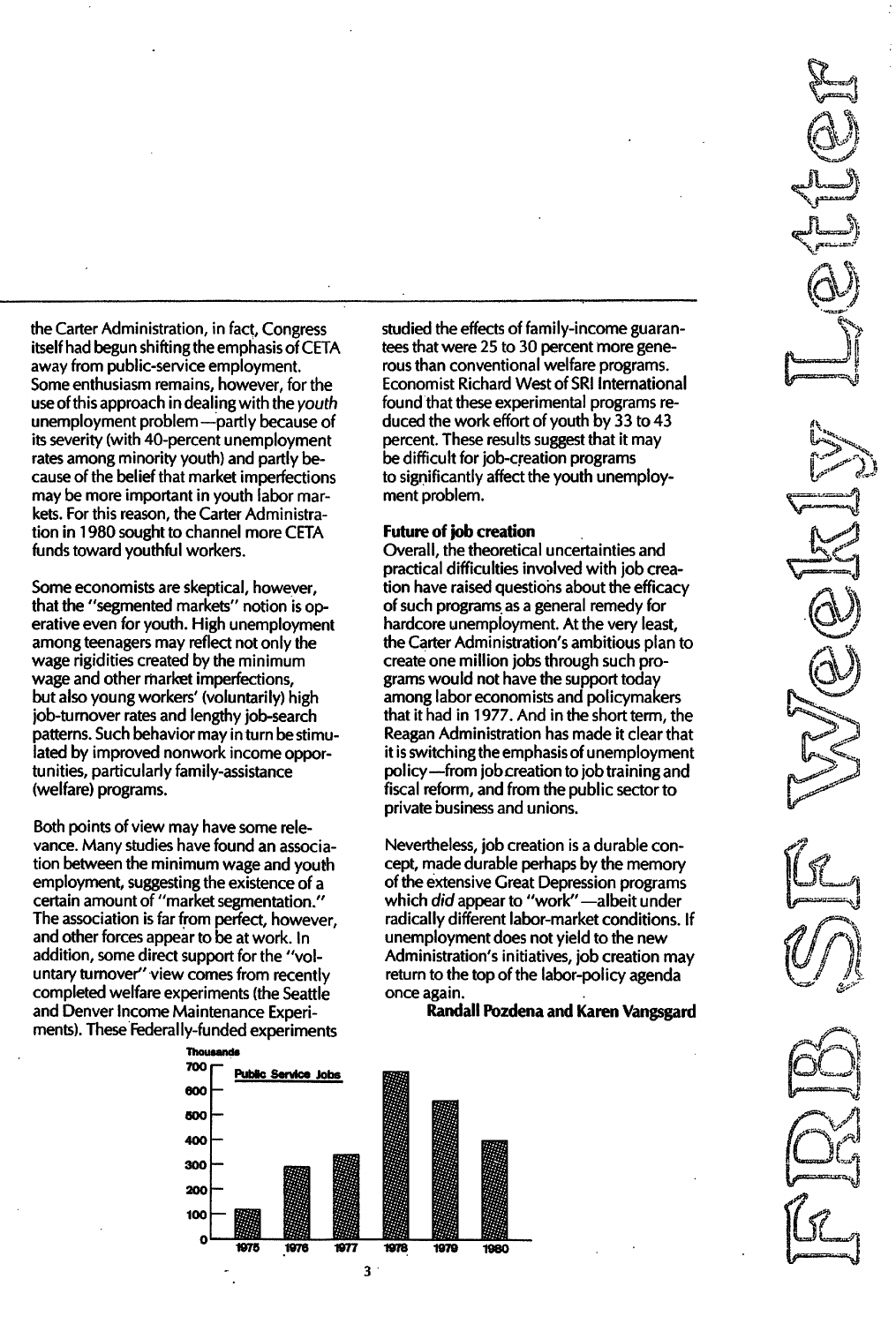the Carter Administration, in fact, Congress itself had begun shifting the emphasis of CETA away from public-service employment. Some enthusiasm remains, however, for the use of this approach in dealing with the *youth* unemployment problem—partly because of its severity (with 40-percent unemployment rates among minority youth) and partly because of the belief that market imperfections may be more important in youth labor markets. For this reason, the Carter Administration in 1980 sought to channel more CETA funds toward youthful workers.

Some economists are skeptical, however, that the "segmented markets" notion is operative even for youth. High unemployment among teenagers may reflect not only the wage rigidities created by the minimum wage and other market imperfections, but also young workers' (voluntarily) high job-turnover rates and lengthy job-search patterns. Such behavior may in turn be stimulated by improved nonwork income opportunities, particularly family-assistance (welfare) programs.

Both points of view may have some relevance. Many studies have found an association between the minimum wage and youth employment, suggesting the existence of a certain amount of "market segmentation." The association is far from perfect, however, and other forces appear to be at work. In addition, some direct support for the "voluntary turnover" view comes from recently completed welfare experiments (the Seattle and Denver Income Maintenance Experiments). These Federally-funded experiments studied the effects of family-income guarantees that were 25 to 30 percent more generous than conventional welfare programs. Economist Richard West of SRI International found that these experimental programs reduced the work effort of youth by 33 to 43 percent. These results suggest that it may be difficult for job-creation programs to significantly affect the youth unemployment problem.

**Future of job creation**

Overall, the theoretical uncertainties and practical difficulties involved with job creation have raised questions about the efficacy of such programs as a general remedy for hardcore unemployment. At the very least, the Carter Administration's ambitious plan to create one million jobs through such programs would not have the support today among labor economists and policymakers that it had in 1977. And in the short term, the Reagan Administration has made it clear that it is switching the emphasis of unemployment policy—from job creation to job training and fiscal reform, and from the public sector to private business and unions.

Nevertheless, job creation is a durable concept, made durable perhaps by the memory of the extensive Great Depression programs which *did* appear to "work"—albeit under radically different labor-market conditions. If unemployment does not yield to the new Administration's initiatives, job creation may return to the top of the labor-policy agenda once again.

**Randall Pozdena and Karen Vangsgard**

Public Service Jobs (Thousands)

| Year | 1975 | 1976 | 1977 | 1978 | 1979 | 1980 |
|---|---|---|---|---|---|---|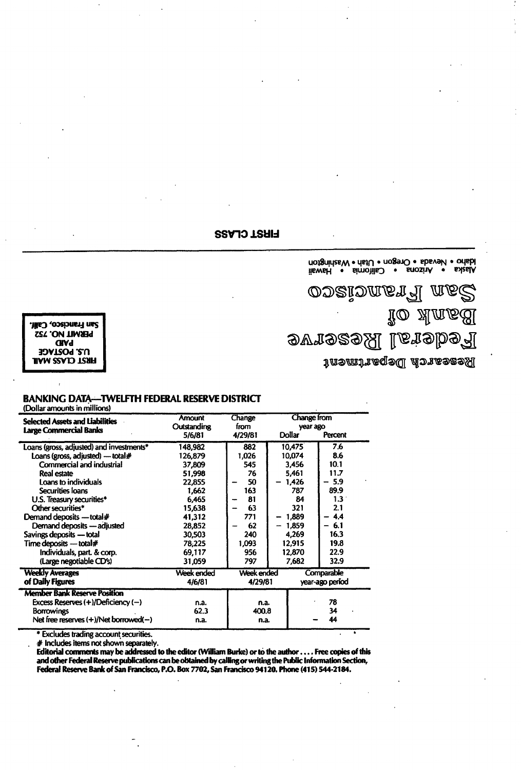Research Department

Federal Reserve Bank of San Francisco

Alaska • Arizona • California • Hawaii
Idaho • Nevada • Oregon • Utah • Washington

FIRST CLASS

FIRST CLASS MAIL
U.S. POSTAGE
PAID
PERMIT NO. 752
San Francisco, Calif.

## BANKING DATA—TWELFTH FEDERAL RESERVE DISTRICT

(Dollar amounts in millions)

| Selected Assets and Liabilities Large Commercial Banks | Amount Outstanding 5/6/81 | Change from 4/29/81 | Change from year ago | |
|---|---|---|---|---|
| | | | Dollar | Percent |
| Loans (gross, adjusted) and investments* | 148,982 | 882 | 10,475 | 7.6 |
| Loans (gross, adjusted) — total# | 126,879 | 1,026 | 10,074 | 8.6 |
| Commercial and industrial | 37,809 | 545 | 3,456 | 10.1 |
| Real estate | 51,998 | 76 | 5,461 | 11.7 |
| Loans to individuals | 22,855 | − 50 | − 1,426 | − 5.9 |
| Securities loans | 1,662 | 163 | 787 | 89.9 |
| U.S. Treasury securities* | 6,465 | − 81 | 84 | 1.3 |
| Other securities* | 15,638 | − 63 | 321 | 2.1 |
| Demand deposits — total# | 41,312 | 771 | − 1,889 | − 4.4 |
| Demand deposits — adjusted | 28,852 | − 62 | − 1,859 | − 6.1 |
| Savings deposits — total | 30,503 | 240 | 4,269 | 16.3 |
| Time deposits — total# | 78,225 | 1,093 | 12,915 | 19.8 |
| Individuals, part. & corp. | 69,117 | 956 | 12,870 | 22.9 |
| (Large negotiable CD's) | 31,059 | 797 | 7,682 | 32.9 |
| **Weekly Averages of Daily Figures** | **Week ended 4/6/81** | **Week ended 4/29/81** | **Comparable year-ago period** | |
| **Member Bank Reserve Position** | | | | |
| Excess Reserves (+)/Deficiency (−) | n.a. | n.a. | 78 | |
| Borrowings | 62.3 | 400.8 | 34 | |
| Net free reserves (+)/Net borrowed(−) | n.a. | n.a. | − 44 | |

* Excludes trading account securities.

# Includes items not shown separately.

**Editorial comments may be addressed to the editor (William Burke) or to the author . . . . Free copies of this and other Federal Reserve publications can be obtained by calling or writing the Public Information Section, Federal Reserve Bank of San Francisco, P.O. Box 7702, San Francisco 94120. Phone (415) 544-2184.**